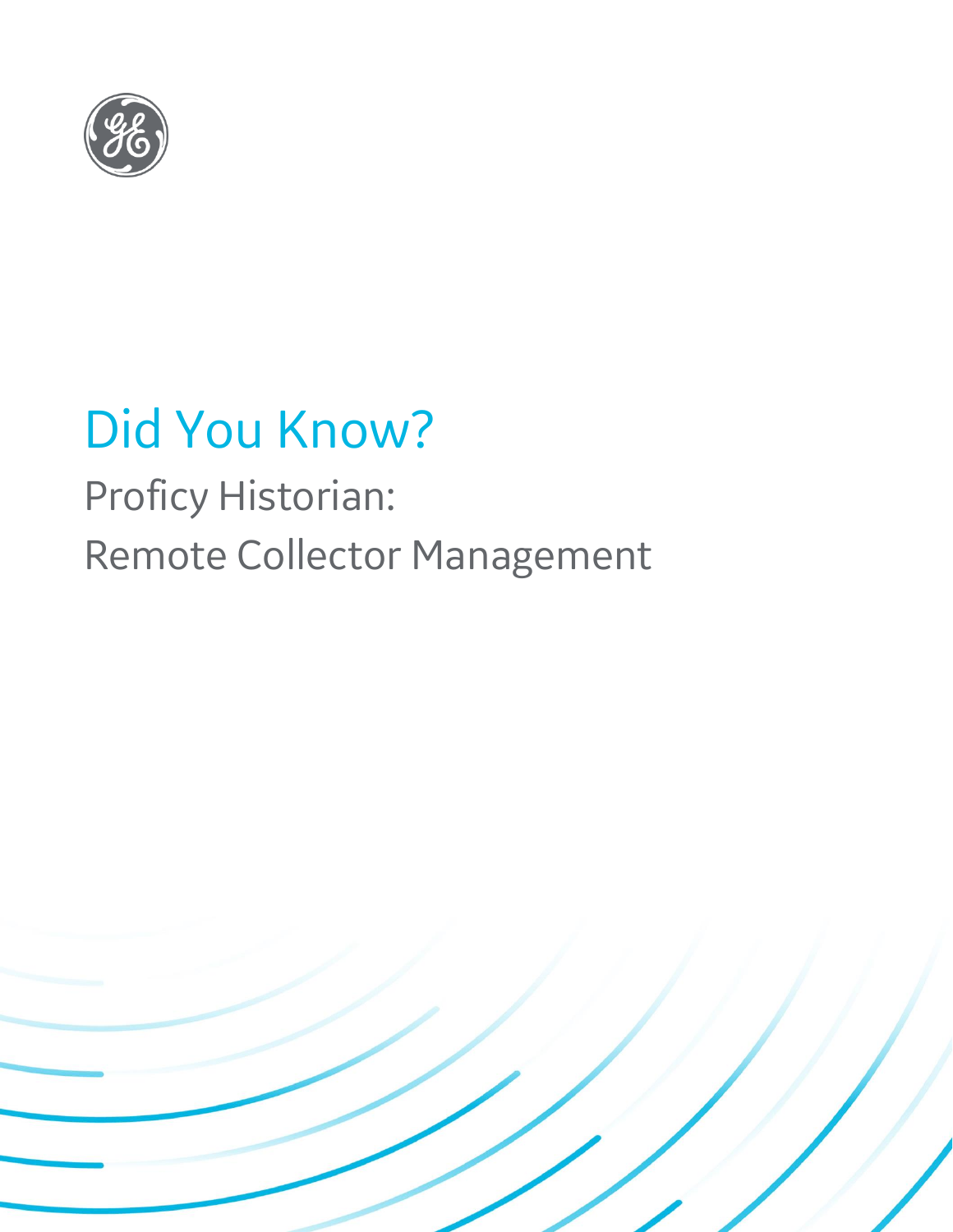# Did You Know?

## Proficy Historian:
## Remote Collector Management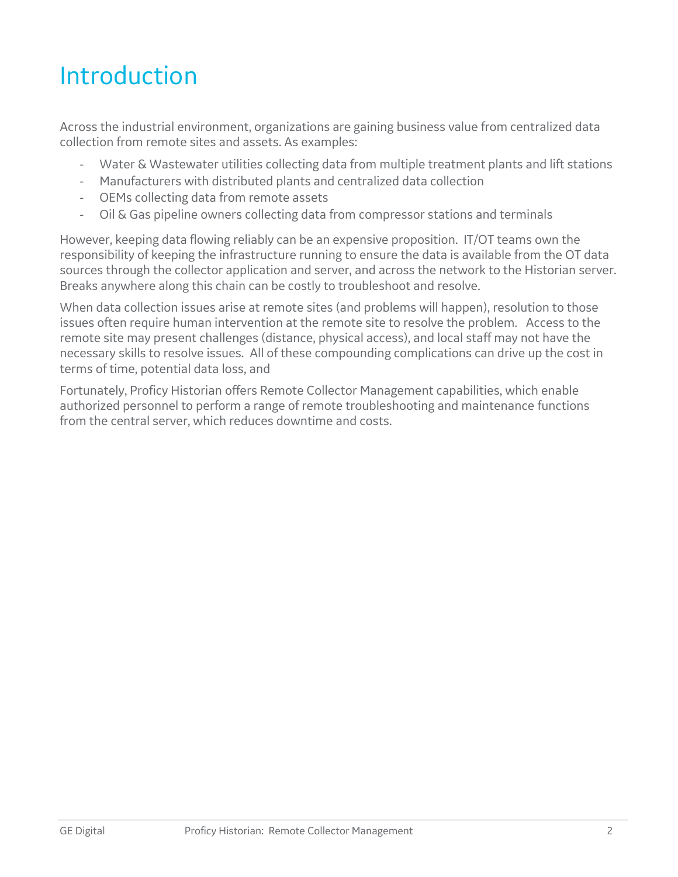# Introduction

Across the industrial environment, organizations are gaining business value from centralized data collection from remote sites and assets. As examples:

- Water & Wastewater utilities collecting data from multiple treatment plants and lift stations
- Manufacturers with distributed plants and centralized data collection
- OEMs collecting data from remote assets
- Oil & Gas pipeline owners collecting data from compressor stations and terminals

However, keeping data flowing reliably can be an expensive proposition. IT/OT teams own the responsibility of keeping the infrastructure running to ensure the data is available from the OT data sources through the collector application and server, and across the network to the Historian server. Breaks anywhere along this chain can be costly to troubleshoot and resolve.

When data collection issues arise at remote sites (and problems will happen), resolution to those issues often require human intervention at the remote site to resolve the problem. Access to the remote site may present challenges (distance, physical access), and local staff may not have the necessary skills to resolve issues. All of these compounding complications can drive up the cost in terms of time, potential data loss, and

Fortunately, Proficy Historian offers Remote Collector Management capabilities, which enable authorized personnel to perform a range of remote troubleshooting and maintenance functions from the central server, which reduces downtime and costs.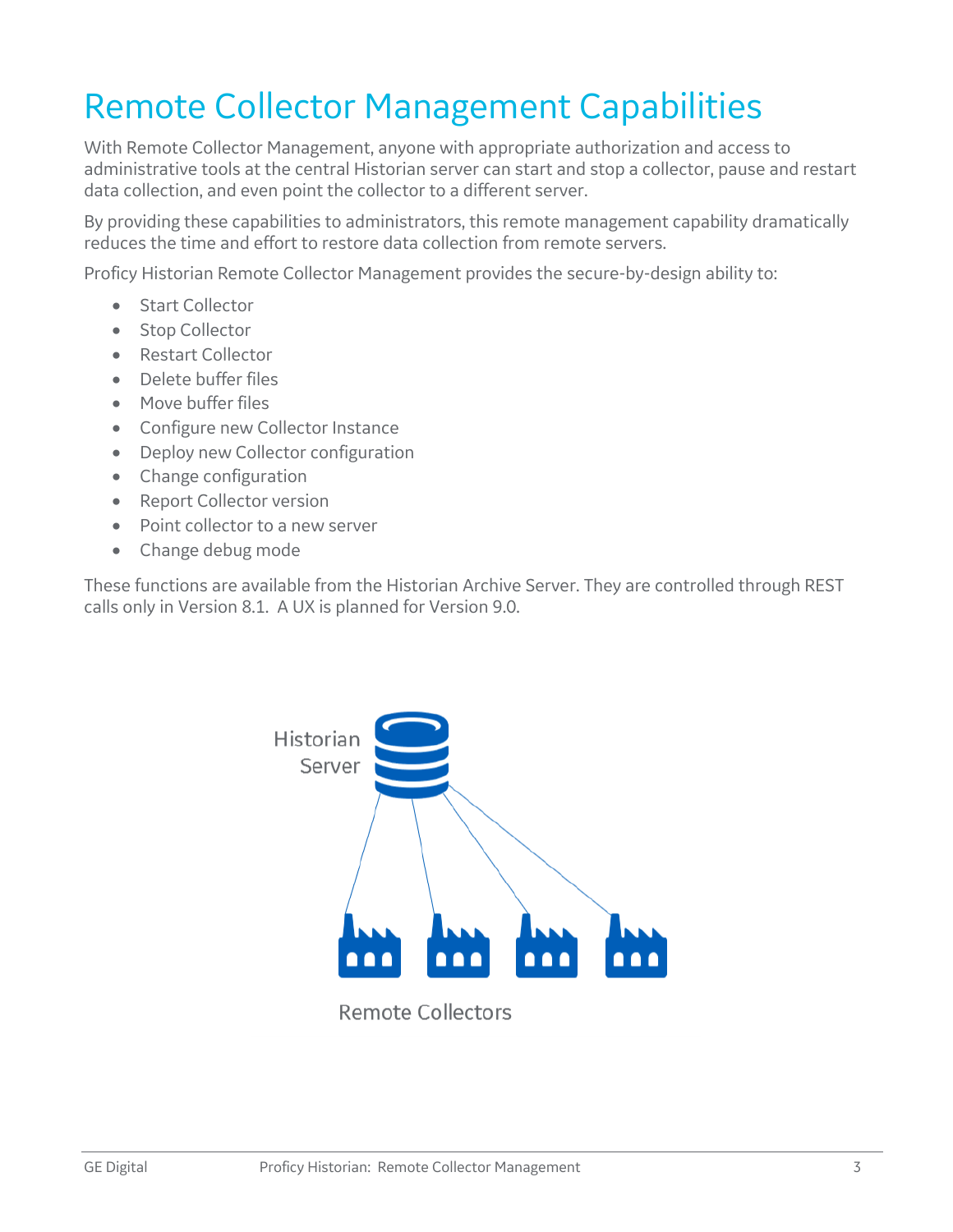# Remote Collector Management Capabilities

With Remote Collector Management, anyone with appropriate authorization and access to administrative tools at the central Historian server can start and stop a collector, pause and restart data collection, and even point the collector to a different server.

By providing these capabilities to administrators, this remote management capability dramatically reduces the time and effort to restore data collection from remote servers.

Proficy Historian Remote Collector Management provides the secure-by-design ability to:

- Start Collector
- Stop Collector
- Restart Collector
- Delete buffer files
- Move buffer files
- Configure new Collector Instance
- Deploy new Collector configuration
- Change configuration
- Report Collector version
- Point collector to a new server
- Change debug mode

These functions are available from the Historian Archive Server. They are controlled through REST calls only in Version 8.1. A UX is planned for Version 9.0.

Historian Server

Remote Collectors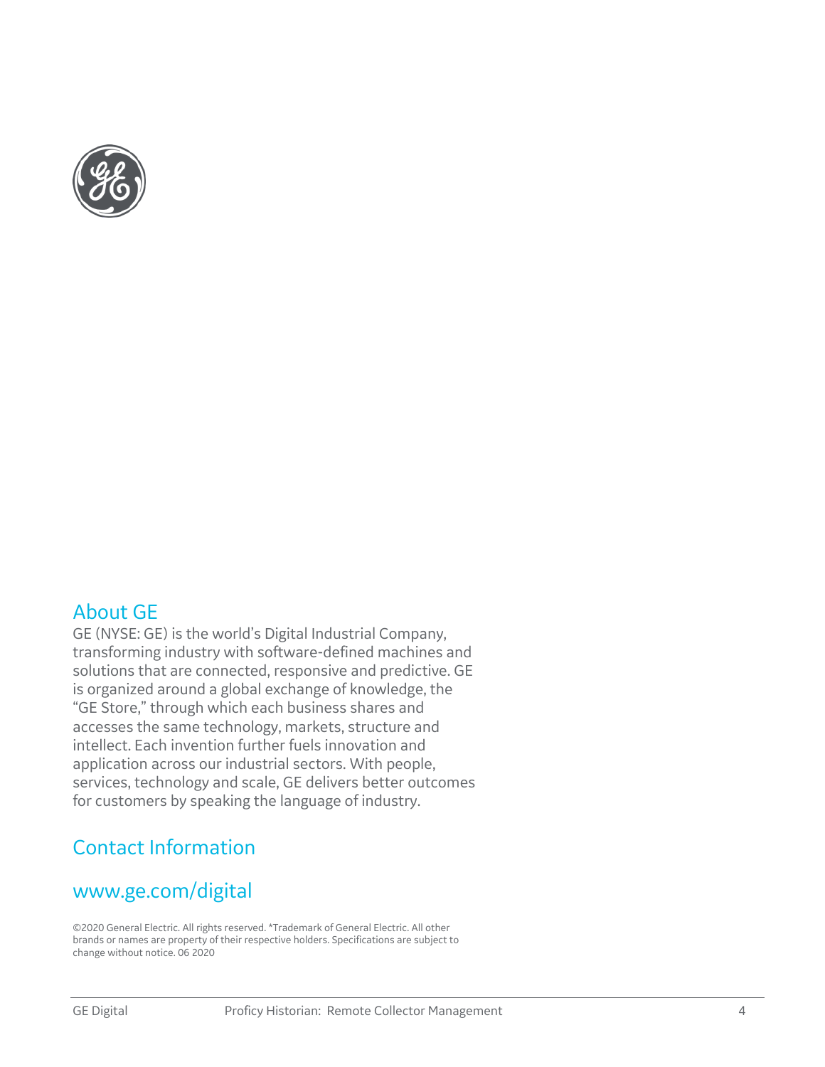## About GE

GE (NYSE: GE) is the world's Digital Industrial Company, transforming industry with software-defined machines and solutions that are connected, responsive and predictive. GE is organized around a global exchange of knowledge, the "GE Store," through which each business shares and accesses the same technology, markets, structure and intellect. Each invention further fuels innovation and application across our industrial sectors. With people, services, technology and scale, GE delivers better outcomes for customers by speaking the language of industry.

## Contact Information

## www.ge.com/digital

©2020 General Electric. All rights reserved. *Trademark of General Electric. All other brands or names are property of their respective holders. Specifications are subject to change without notice. 06 2020